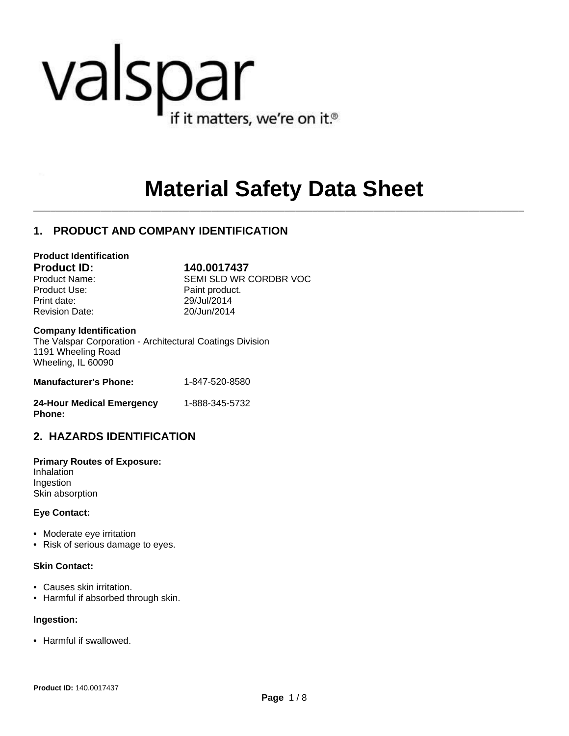valspar

if it matters, we're on it.®

# Material Safety Data Sheet

## 1. PRODUCT AND COMPANY IDENTIFICATION

**Product Identification**

| | |
|---|---|
| **Product ID:** | **140.0017437** |
| Product Name: | SEMI SLD WR CORDBR VOC |
| Product Use: | Paint product. |
| Print date: | 29/Jul/2014 |
| Revision Date: | 20/Jun/2014 |

**Company Identification**

The Valspar Corporation - Architectural Coatings Division
1191 Wheeling Road
Wheeling, IL 60090

**Manufacturer's Phone:** 1-847-520-8580

**24-Hour Medical Emergency Phone:** 1-888-345-5732

## 2. HAZARDS IDENTIFICATION

**Primary Routes of Exposure:**

Inhalation
Ingestion
Skin absorption

**Eye Contact:**

- Moderate eye irritation
- Risk of serious damage to eyes.

**Skin Contact:**

- Causes skin irritation.
- Harmful if absorbed through skin.

**Ingestion:**

- Harmful if swallowed.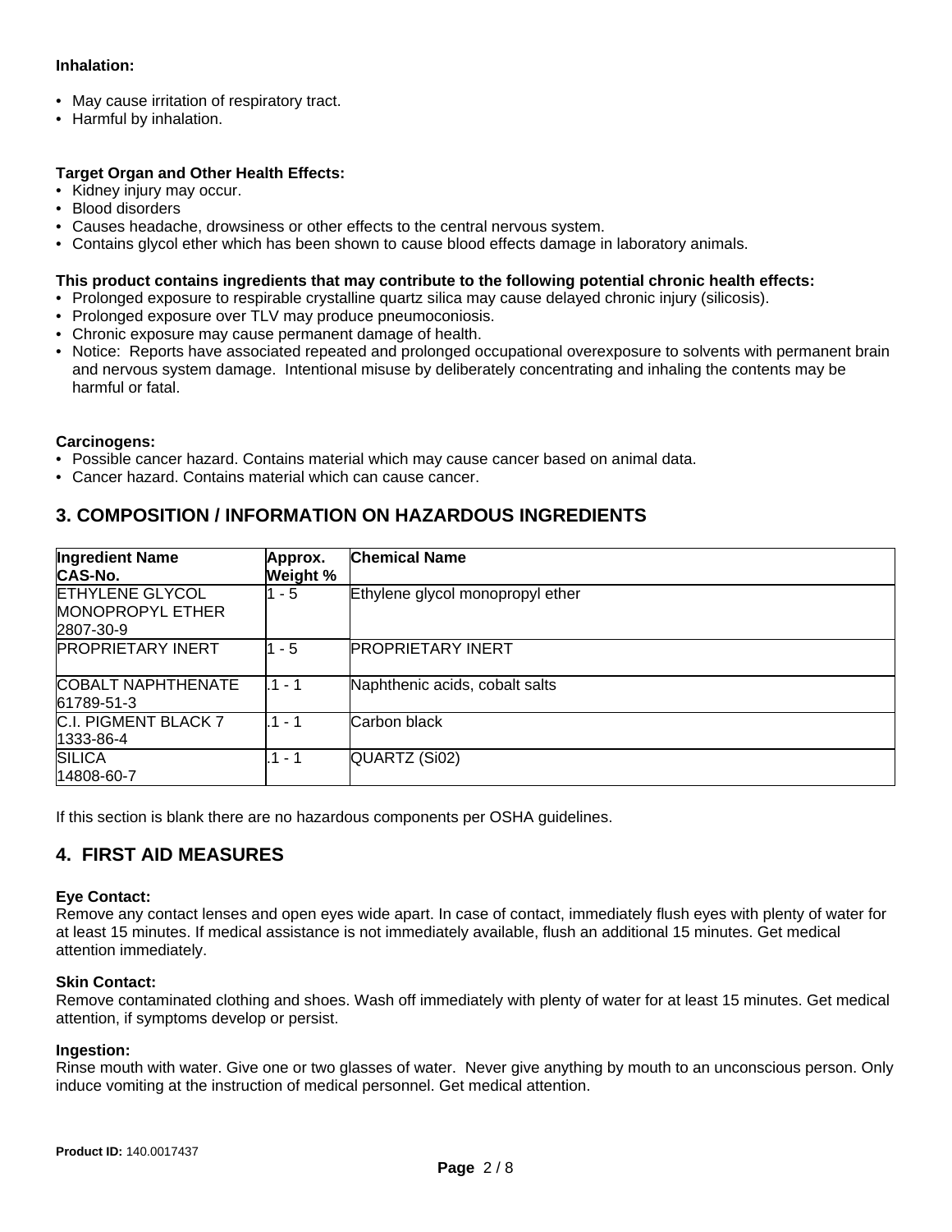**Inhalation:**

- May cause irritation of respiratory tract.
- Harmful by inhalation.

**Target Organ and Other Health Effects:**

- Kidney injury may occur.
- Blood disorders
- Causes headache, drowsiness or other effects to the central nervous system.
- Contains glycol ether which has been shown to cause blood effects damage in laboratory animals.

**This product contains ingredients that may contribute to the following potential chronic health effects:**

- Prolonged exposure to respirable crystalline quartz silica may cause delayed chronic injury (silicosis).
- Prolonged exposure over TLV may produce pneumoconiosis.
- Chronic exposure may cause permanent damage of health.
- Notice: Reports have associated repeated and prolonged occupational overexposure to solvents with permanent brain and nervous system damage. Intentional misuse by deliberately concentrating and inhaling the contents may be harmful or fatal.

**Carcinogens:**

- Possible cancer hazard. Contains material which may cause cancer based on animal data.
- Cancer hazard. Contains material which can cause cancer.

## 3. COMPOSITION / INFORMATION ON HAZARDOUS INGREDIENTS

| Ingredient Name CAS-No. | Approx. Weight % | Chemical Name |
|---|---|---|
| ETHYLENE GLYCOL MONOPROPYL ETHER 2807-30-9 | 1 - 5 | Ethylene glycol monopropyl ether |
| PROPRIETARY INERT | 1 - 5 | PROPRIETARY INERT |
| COBALT NAPHTHENATE 61789-51-3 | .1 - 1 | Naphthenic acids, cobalt salts |
| C.I. PIGMENT BLACK 7 1333-86-4 | .1 - 1 | Carbon black |
| SILICA 14808-60-7 | .1 - 1 | QUARTZ (Si02) |

If this section is blank there are no hazardous components per OSHA guidelines.

## 4. FIRST AID MEASURES

**Eye Contact:**
Remove any contact lenses and open eyes wide apart. In case of contact, immediately flush eyes with plenty of water for at least 15 minutes. If medical assistance is not immediately available, flush an additional 15 minutes. Get medical attention immediately.

**Skin Contact:**
Remove contaminated clothing and shoes. Wash off immediately with plenty of water for at least 15 minutes. Get medical attention, if symptoms develop or persist.

**Ingestion:**
Rinse mouth with water. Give one or two glasses of water. Never give anything by mouth to an unconscious person. Only induce vomiting at the instruction of medical personnel. Get medical attention.

**Product ID:** 140.0017437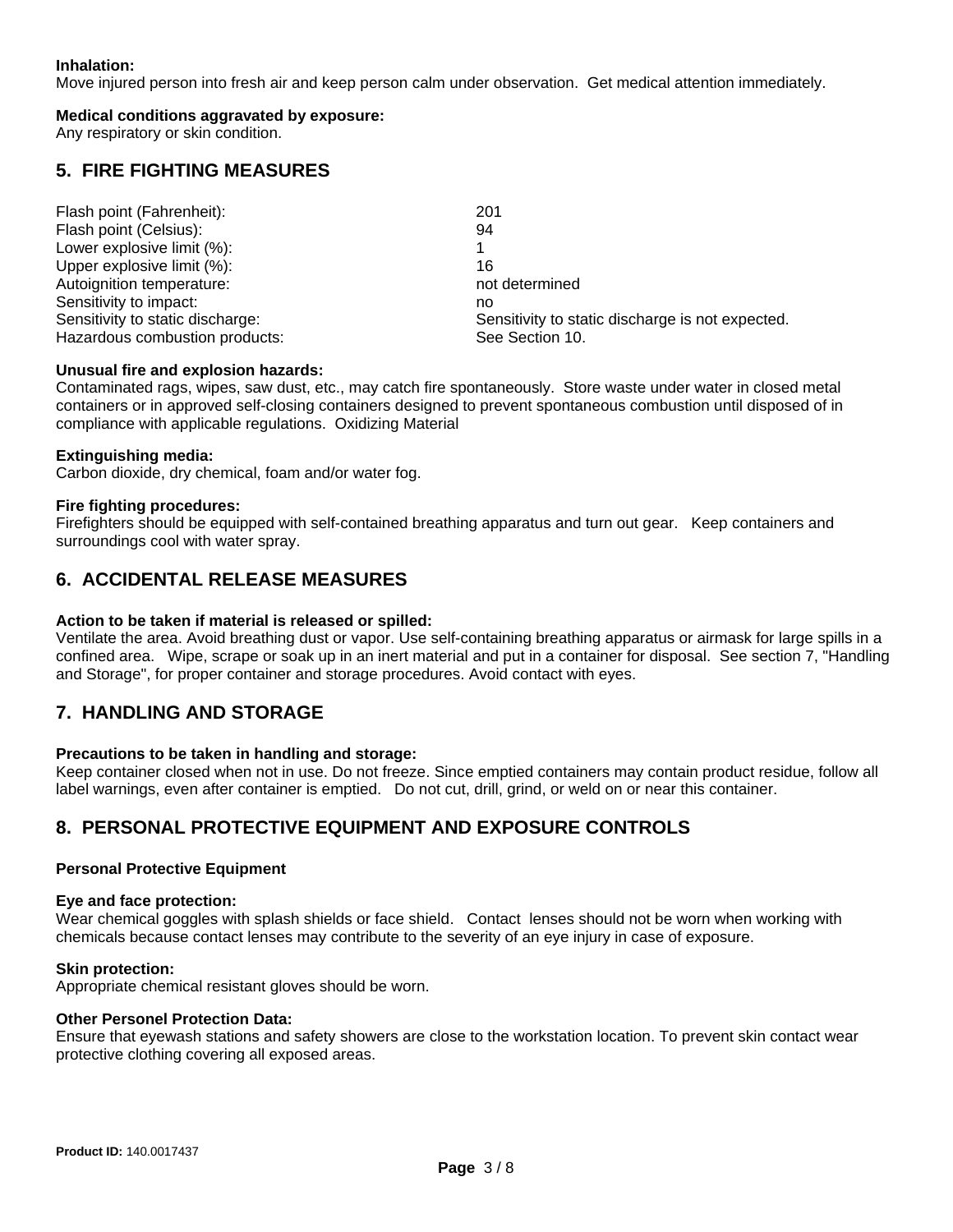**Inhalation:**
Move injured person into fresh air and keep person calm under observation. Get medical attention immediately.

**Medical conditions aggravated by exposure:**
Any respiratory or skin condition.

## 5. FIRE FIGHTING MEASURES

| | |
|---|---|
| Flash point (Fahrenheit): | 201 |
| Flash point (Celsius): | 94 |
| Lower explosive limit (%): | 1 |
| Upper explosive limit (%): | 16 |
| Autoignition temperature: | not determined |
| Sensitivity to impact: | no |
| Sensitivity to static discharge: | Sensitivity to static discharge is not expected. |
| Hazardous combustion products: | See Section 10. |

**Unusual fire and explosion hazards:**
Contaminated rags, wipes, saw dust, etc., may catch fire spontaneously. Store waste under water in closed metal containers or in approved self-closing containers designed to prevent spontaneous combustion until disposed of in compliance with applicable regulations. Oxidizing Material

**Extinguishing media:**
Carbon dioxide, dry chemical, foam and/or water fog.

**Fire fighting procedures:**
Firefighters should be equipped with self-contained breathing apparatus and turn out gear. Keep containers and surroundings cool with water spray.

## 6. ACCIDENTAL RELEASE MEASURES

**Action to be taken if material is released or spilled:**
Ventilate the area. Avoid breathing dust or vapor. Use self-containing breathing apparatus or airmask for large spills in a confined area. Wipe, scrape or soak up in an inert material and put in a container for disposal. See section 7, "Handling and Storage", for proper container and storage procedures. Avoid contact with eyes.

## 7. HANDLING AND STORAGE

**Precautions to be taken in handling and storage:**
Keep container closed when not in use. Do not freeze. Since emptied containers may contain product residue, follow all label warnings, even after container is emptied. Do not cut, drill, grind, or weld on or near this container.

## 8. PERSONAL PROTECTIVE EQUIPMENT AND EXPOSURE CONTROLS

**Personal Protective Equipment**

**Eye and face protection:**
Wear chemical goggles with splash shields or face shield. Contact lenses should not be worn when working with chemicals because contact lenses may contribute to the severity of an eye injury in case of exposure.

**Skin protection:**
Appropriate chemical resistant gloves should be worn.

**Other Personel Protection Data:**
Ensure that eyewash stations and safety showers are close to the workstation location. To prevent skin contact wear protective clothing covering all exposed areas.

**Product ID:** 140.0017437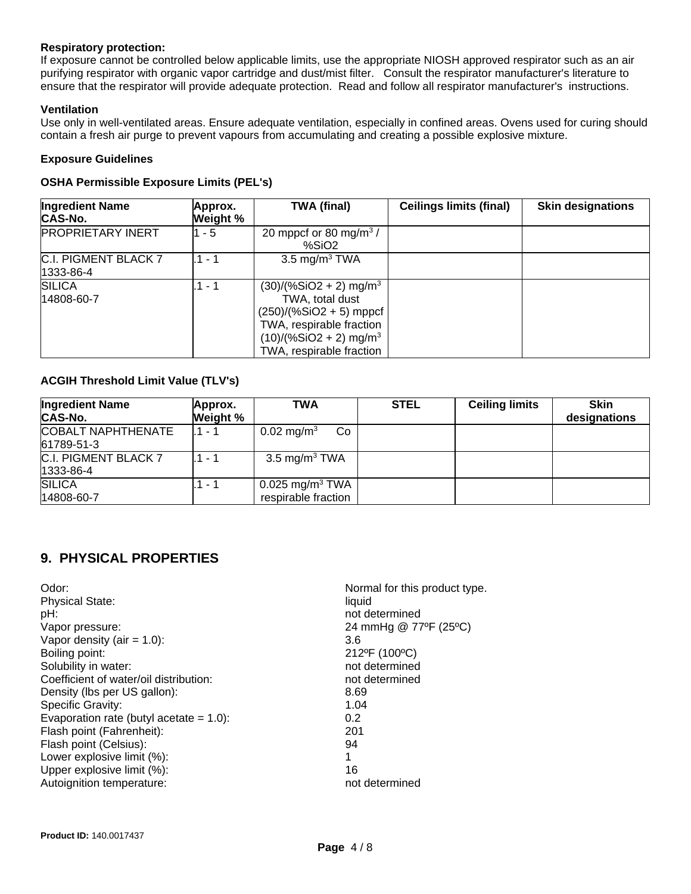**Respiratory protection:**
If exposure cannot be controlled below applicable limits, use the appropriate NIOSH approved respirator such as an air purifying respirator with organic vapor cartridge and dust/mist filter. Consult the respirator manufacturer's literature to ensure that the respirator will provide adequate protection. Read and follow all respirator manufacturer's instructions.

**Ventilation**
Use only in well-ventilated areas. Ensure adequate ventilation, especially in confined areas. Ovens used for curing should contain a fresh air purge to prevent vapours from accumulating and creating a possible explosive mixture.

**Exposure Guidelines**

**OSHA Permissible Exposure Limits (PEL's)**

| Ingredient Name CAS-No. | Approx. Weight % | TWA (final) | Ceilings limits (final) | Skin designations |
|---|---|---|---|---|
| PROPRIETARY INERT | 1 - 5 | 20 mppcf or 80 mg/m$^3$ / %SiO2 | | |
| C.I. PIGMENT BLACK 7 1333-86-4 | .1 - 1 | 3.5 mg/m$^3$ TWA | | |
| SILICA 14808-60-7 | .1 - 1 | (30)/(%SiO2 + 2) mg/m$^3$ TWA, total dust (250)/(%SiO2 + 5) mppcf TWA, respirable fraction (10)/(%SiO2 + 2) mg/m$^3$ TWA, respirable fraction | | |

**ACGIH Threshold Limit Value (TLV's)**

| Ingredient Name CAS-No. | Approx. Weight % | TWA | STEL | Ceiling limits | Skin designations |
|---|---|---|---|---|---|
| COBALT NAPHTHENATE 61789-51-3 | .1 - 1 | 0.02 mg/m$^3$ Co | | | |
| C.I. PIGMENT BLACK 7 1333-86-4 | .1 - 1 | 3.5 mg/m$^3$ TWA | | | |
| SILICA 14808-60-7 | .1 - 1 | 0.025 mg/m$^3$ TWA respirable fraction | | | |

## 9. PHYSICAL PROPERTIES

| | |
|---|---|
| Odor: | Normal for this product type. |
| Physical State: | liquid |
| pH: | not determined |
| Vapor pressure: | 24 mmHg @ 77ºF (25ºC) |
| Vapor density (air = 1.0): | 3.6 |
| Boiling point: | 212ºF (100ºC) |
| Solubility in water: | not determined |
| Coefficient of water/oil distribution: | not determined |
| Density (lbs per US gallon): | 8.69 |
| Specific Gravity: | 1.04 |
| Evaporation rate (butyl acetate = 1.0): | 0.2 |
| Flash point (Fahrenheit): | 201 |
| Flash point (Celsius): | 94 |
| Lower explosive limit (%): | 1 |
| Upper explosive limit (%): | 16 |
| Autoignition temperature: | not determined |

**Product ID:** 140.0017437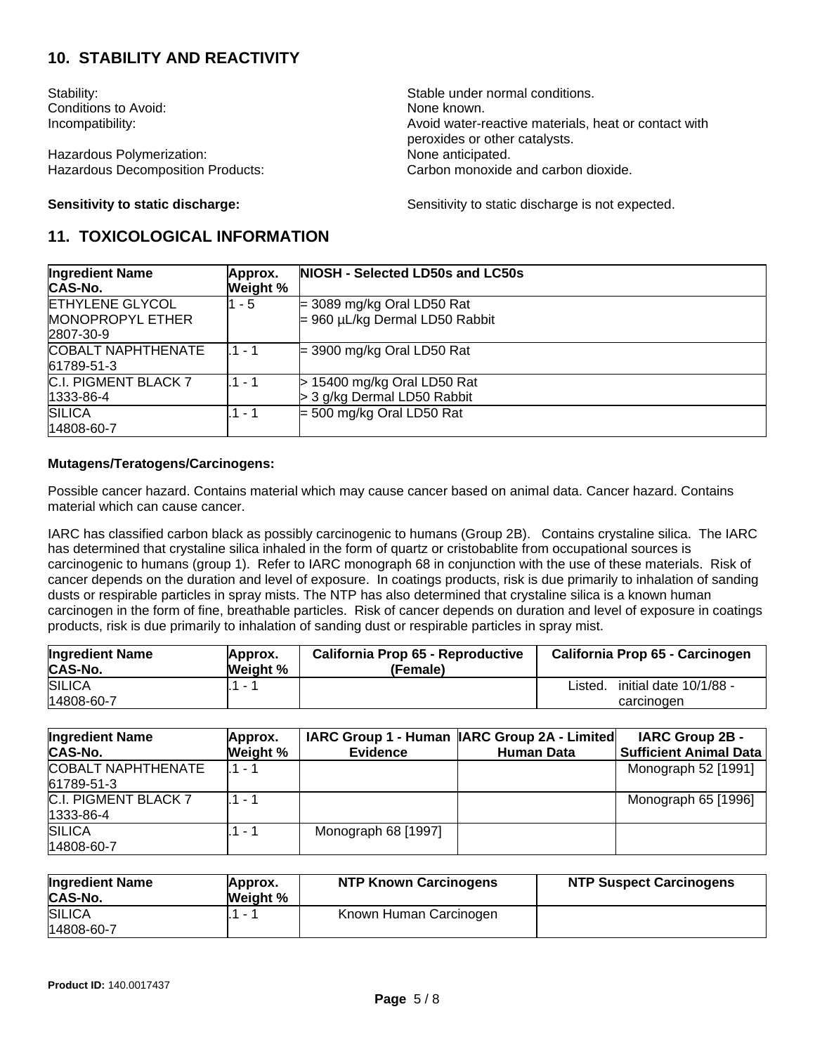## 10. STABILITY AND REACTIVITY

| | |
|---|---|
| Stability: | Stable under normal conditions. |
| Conditions to Avoid: | None known. |
| Incompatibility: | Avoid water-reactive materials, heat or contact with peroxides or other catalysts. |
| Hazardous Polymerization: | None anticipated. |
| Hazardous Decomposition Products: | Carbon monoxide and carbon dioxide. |

**Sensitivity to static discharge:** Sensitivity to static discharge is not expected.

## 11. TOXICOLOGICAL INFORMATION

| Ingredient Name CAS-No. | Approx. Weight % | NIOSH - Selected LD50s and LC50s |
|---|---|---|
| ETHYLENE GLYCOL MONOPROPYL ETHER 2807-30-9 | 1 - 5 | = 3089 mg/kg Oral LD50 Rat<br>= 960 µL/kg Dermal LD50 Rabbit |
| COBALT NAPHTHENATE 61789-51-3 | .1 - 1 | = 3900 mg/kg Oral LD50 Rat |
| C.I. PIGMENT BLACK 7 1333-86-4 | .1 - 1 | > 15400 mg/kg Oral LD50 Rat<br>> 3 g/kg Dermal LD50 Rabbit |
| SILICA 14808-60-7 | .1 - 1 | = 500 mg/kg Oral LD50 Rat |

**Mutagens/Teratogens/Carcinogens:**

Possible cancer hazard. Contains material which may cause cancer based on animal data. Cancer hazard. Contains material which can cause cancer.

IARC has classified carbon black as possibly carcinogenic to humans (Group 2B). Contains crystaline silica. The IARC has determined that crystaline silica inhaled in the form of quartz or cristobablite from occupational sources is carcinogenic to humans (group 1). Refer to IARC monograph 68 in conjunction with the use of these materials. Risk of cancer depends on the duration and level of exposure. In coatings products, risk is due primarily to inhalation of sanding dusts or respirable particles in spray mists. The NTP has also determined that crystaline silica is a known human carcinogen in the form of fine, breathable particles. Risk of cancer depends on duration and level of exposure in coatings products, risk is due primarily to inhalation of sanding dust or respirable particles in spray mist.

| Ingredient Name CAS-No. | Approx. Weight % | California Prop 65 - Reproductive (Female) | California Prop 65 - Carcinogen |
|---|---|---|---|
| SILICA 14808-60-7 | .1 - 1 | | Listed. initial date 10/1/88 - carcinogen |

| Ingredient Name CAS-No. | Approx. Weight % | IARC Group 1 - Human Evidence | IARC Group 2A - Limited Human Data | IARC Group 2B - Sufficient Animal Data |
|---|---|---|---|---|
| COBALT NAPHTHENATE 61789-51-3 | .1 - 1 | | | Monograph 52 [1991] |
| C.I. PIGMENT BLACK 7 1333-86-4 | .1 - 1 | | | Monograph 65 [1996] |
| SILICA 14808-60-7 | .1 - 1 | Monograph 68 [1997] | | |

| Ingredient Name CAS-No. | Approx. Weight % | NTP Known Carcinogens | NTP Suspect Carcinogens |
|---|---|---|---|
| SILICA 14808-60-7 | .1 - 1 | Known Human Carcinogen | |

**Product ID:** 140.0017437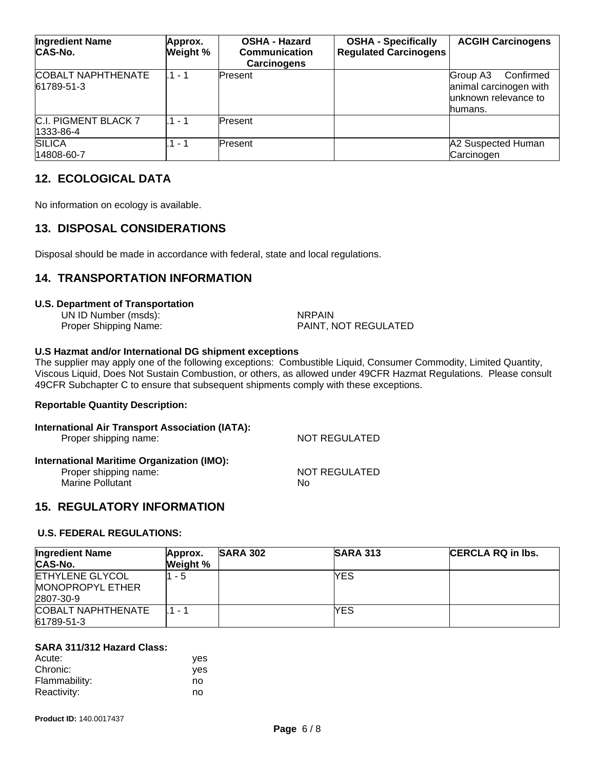| Ingredient Name CAS-No. | Approx. Weight % | OSHA - Hazard Communication Carcinogens | OSHA - Specifically Regulated Carcinogens | ACGIH Carcinogens |
|---|---|---|---|---|
| COBALT NAPHTHENATE 61789-51-3 | .1 - 1 | Present | | Group A3 Confirmed animal carcinogen with unknown relevance to humans. |
| C.I. PIGMENT BLACK 7 1333-86-4 | .1 - 1 | Present | | |
| SILICA 14808-60-7 | .1 - 1 | Present | | A2 Suspected Human Carcinogen |

## 12. ECOLOGICAL DATA

No information on ecology is available.

## 13. DISPOSAL CONSIDERATIONS

Disposal should be made in accordance with federal, state and local regulations.

## 14. TRANSPORTATION INFORMATION

**U.S. Department of Transportation**

UN ID Number (msds): NRPAIN
Proper Shipping Name: PAINT, NOT REGULATED

**U.S Hazmat and/or International DG shipment exceptions**

The supplier may apply one of the following exceptions: Combustible Liquid, Consumer Commodity, Limited Quantity, Viscous Liquid, Does Not Sustain Combustion, or others, as allowed under 49CFR Hazmat Regulations. Please consult 49CFR Subchapter C to ensure that subsequent shipments comply with these exceptions.

**Reportable Quantity Description:**

**International Air Transport Association (IATA):**

Proper shipping name: NOT REGULATED

**International Maritime Organization (IMO):**

Proper shipping name: NOT REGULATED
Marine Pollutant No

## 15. REGULATORY INFORMATION

**U.S. FEDERAL REGULATIONS:**

| Ingredient Name CAS-No. | Approx. Weight % | SARA 302 | SARA 313 | CERCLA RQ in lbs. |
|---|---|---|---|---|
| ETHYLENE GLYCOL MONOPROPYL ETHER 2807-30-9 | 1 - 5 | | YES | |
| COBALT NAPHTHENATE 61789-51-3 | .1 - 1 | | YES | |

**SARA 311/312 Hazard Class:**

Acute: yes
Chronic: yes
Flammability: no
Reactivity: no

**Product ID:** 140.0017437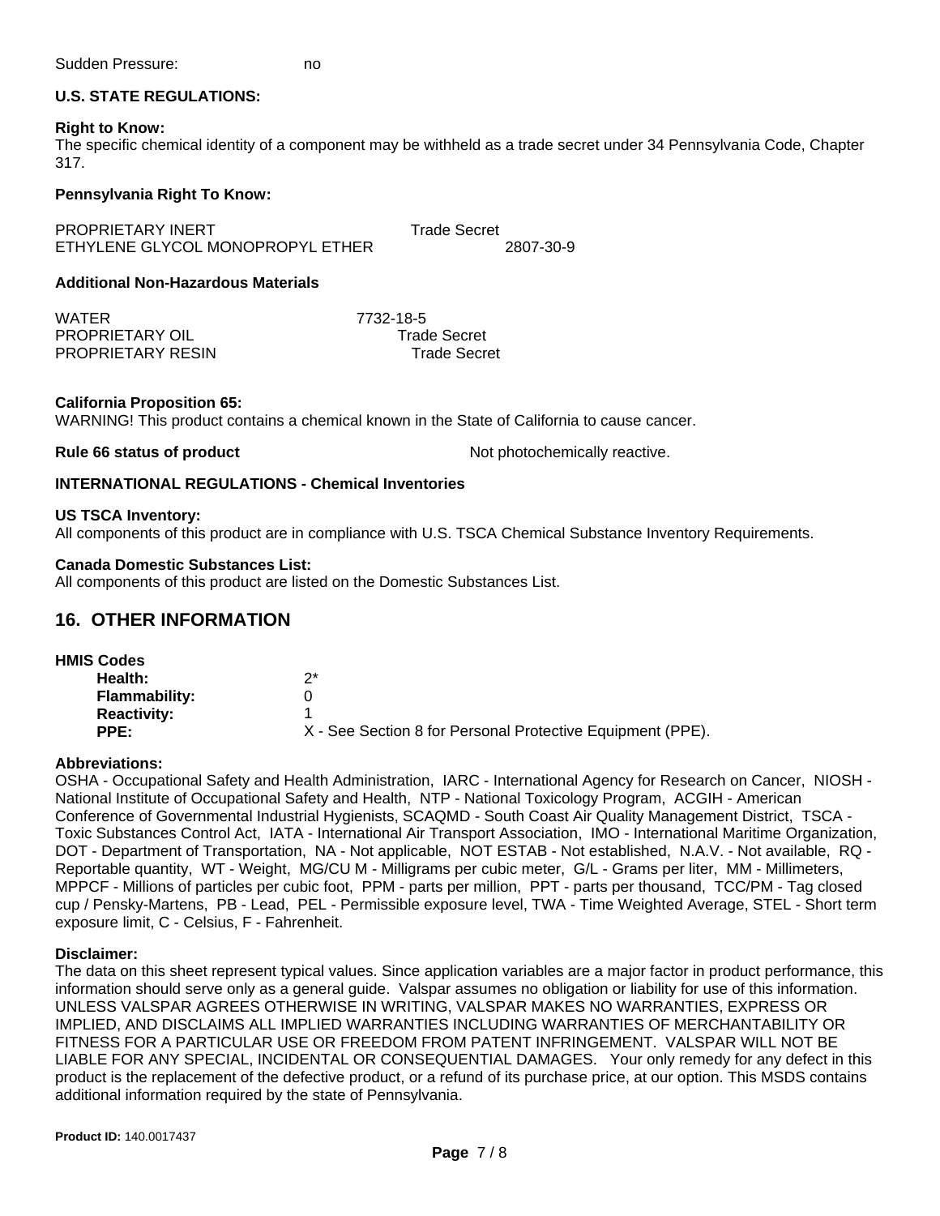Sudden Pressure: no

**U.S. STATE REGULATIONS:**

**Right to Know:**

The specific chemical identity of a component may be withheld as a trade secret under 34 Pennsylvania Code, Chapter 317.

**Pennsylvania Right To Know:**

| | |
|---|---|
| PROPRIETARY INERT | Trade Secret |
| ETHYLENE GLYCOL MONOPROPYL ETHER | 2807-30-9 |

**Additional Non-Hazardous Materials**

| | |
|---|---|
| WATER | 7732-18-5 |
| PROPRIETARY OIL | Trade Secret |
| PROPRIETARY RESIN | Trade Secret |

**California Proposition 65:**

WARNING! This product contains a chemical known in the State of California to cause cancer.

**Rule 66 status of product** Not photochemically reactive.

**INTERNATIONAL REGULATIONS - Chemical Inventories**

**US TSCA Inventory:**

All components of this product are in compliance with U.S. TSCA Chemical Substance Inventory Requirements.

**Canada Domestic Substances List:**

All components of this product are listed on the Domestic Substances List.

## 16. OTHER INFORMATION

**HMIS Codes**

| | |
|---|---|
| **Health:** | 2* |
| **Flammability:** | 0 |
| **Reactivity:** | 1 |
| **PPE:** | X - See Section 8 for Personal Protective Equipment (PPE). |

**Abbreviations:**

OSHA - Occupational Safety and Health Administration, IARC - International Agency for Research on Cancer, NIOSH - National Institute of Occupational Safety and Health, NTP - National Toxicology Program, ACGIH - American Conference of Governmental Industrial Hygienists, SCAQMD - South Coast Air Quality Management District, TSCA - Toxic Substances Control Act, IATA - International Air Transport Association, IMO - International Maritime Organization, DOT - Department of Transportation, NA - Not applicable, NOT ESTAB - Not established, N.A.V. - Not available, RQ - Reportable quantity, WT - Weight, MG/CU M - Milligrams per cubic meter, G/L - Grams per liter, MM - Millimeters, MPPCF - Millions of particles per cubic foot, PPM - parts per million, PPT - parts per thousand, TCC/PM - Tag closed cup / Pensky-Martens, PB - Lead, PEL - Permissible exposure level, TWA - Time Weighted Average, STEL - Short term exposure limit, C - Celsius, F - Fahrenheit.

**Disclaimer:**

The data on this sheet represent typical values. Since application variables are a major factor in product performance, this information should serve only as a general guide. Valspar assumes no obligation or liability for use of this information. UNLESS VALSPAR AGREES OTHERWISE IN WRITING, VALSPAR MAKES NO WARRANTIES, EXPRESS OR IMPLIED, AND DISCLAIMS ALL IMPLIED WARRANTIES INCLUDING WARRANTIES OF MERCHANTABILITY OR FITNESS FOR A PARTICULAR USE OR FREEDOM FROM PATENT INFRINGEMENT. VALSPAR WILL NOT BE LIABLE FOR ANY SPECIAL, INCIDENTAL OR CONSEQUENTIAL DAMAGES. Your only remedy for any defect in this product is the replacement of the defective product, or a refund of its purchase price, at our option. This MSDS contains additional information required by the state of Pennsylvania.

**Product ID:** 140.0017437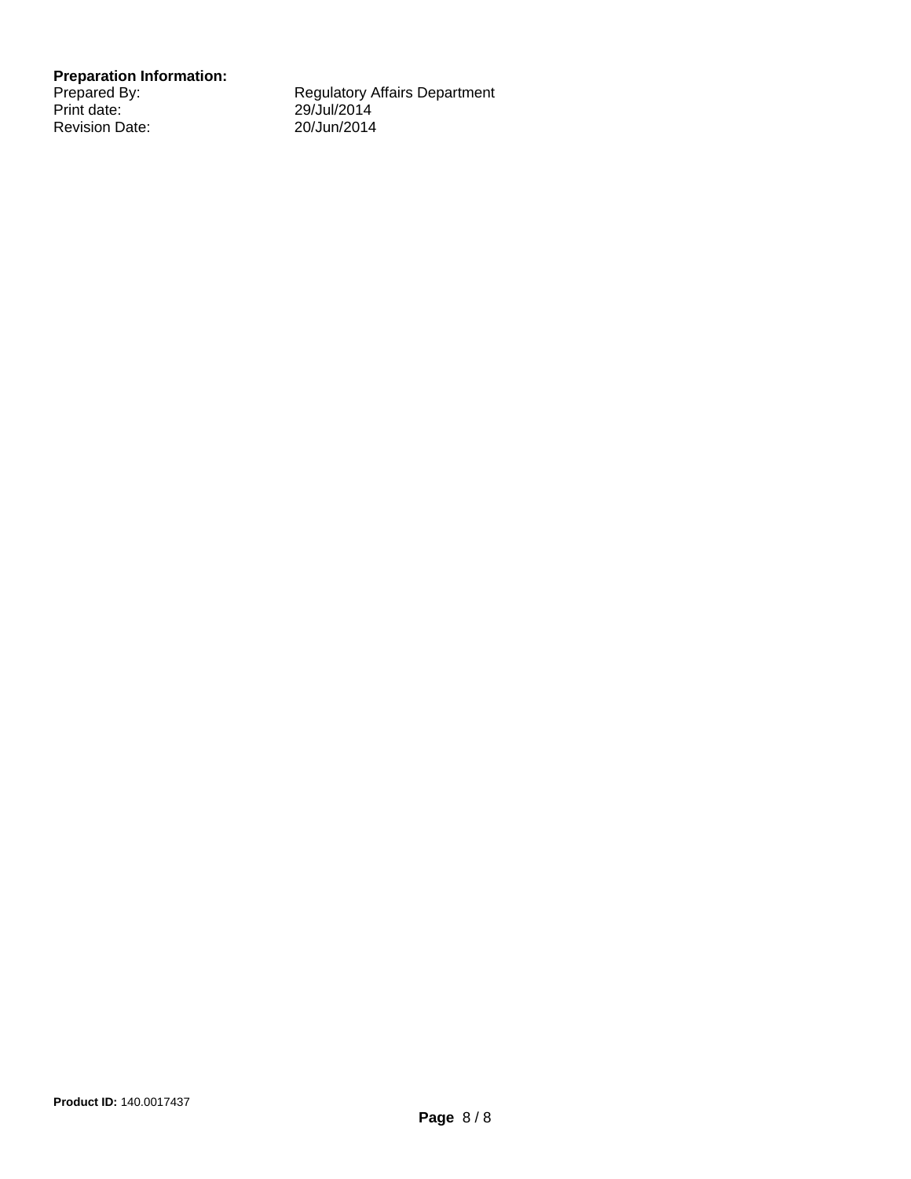**Preparation Information:**

| | |
|---|---|
| Prepared By: | Regulatory Affairs Department |
| Print date: | 29/Jul/2014 |
| Revision Date: | 20/Jun/2014 |

**Product ID:** 140.0017437